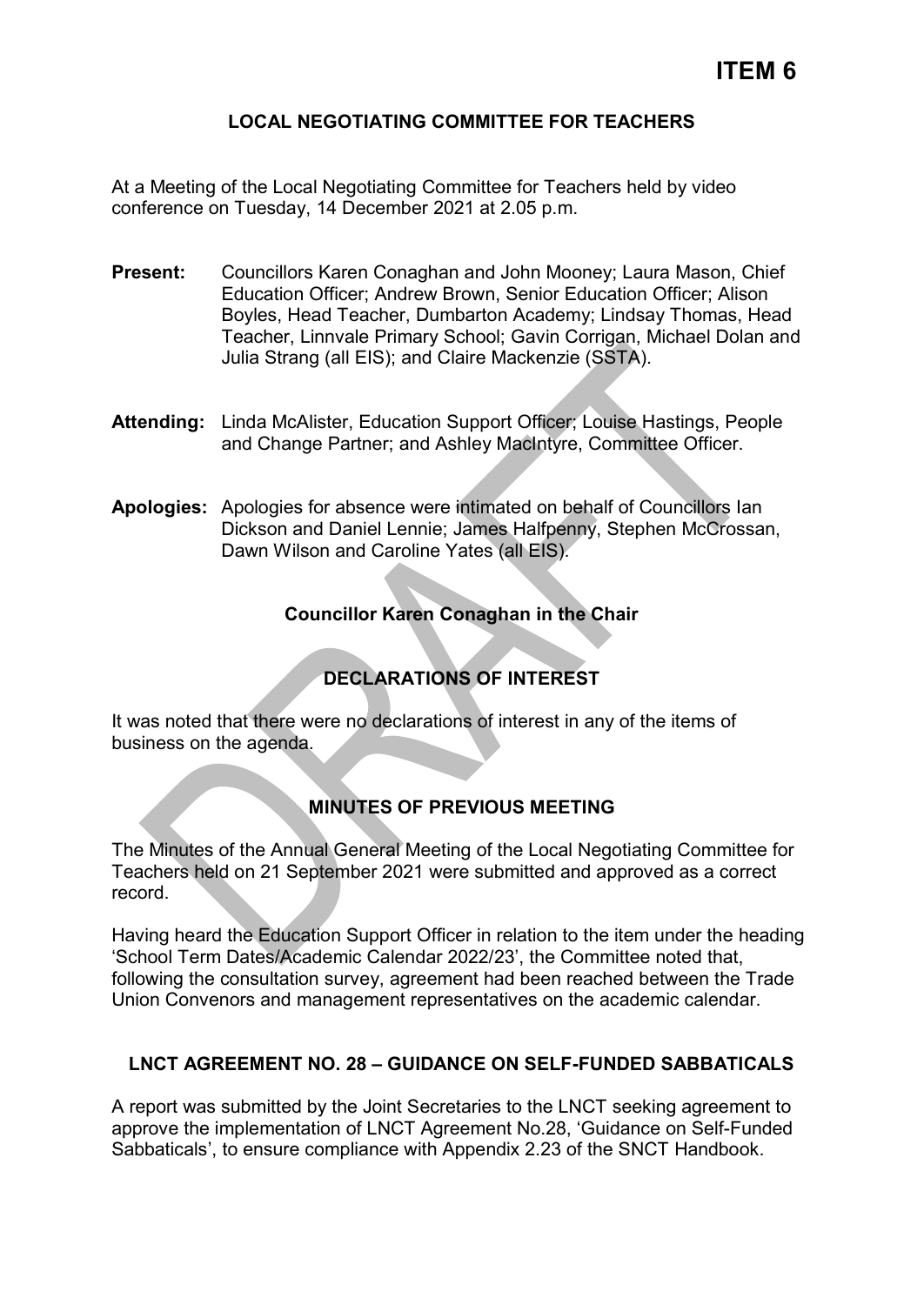**ITEM 6**

## LOCAL NEGOTIATING COMMITTEE FOR TEACHERS

At a Meeting of the Local Negotiating Committee for Teachers held by video conference on Tuesday, 14 December 2021 at 2.05 p.m.

**Present:** Councillors Karen Conaghan and John Mooney; Laura Mason, Chief Education Officer; Andrew Brown, Senior Education Officer; Alison Boyles, Head Teacher, Dumbarton Academy; Lindsay Thomas, Head Teacher, Linnvale Primary School; Gavin Corrigan, Michael Dolan and Julia Strang (all EIS); and Claire Mackenzie (SSTA).

**Attending:** Linda McAlister, Education Support Officer; Louise Hastings, People and Change Partner; and Ashley MacIntyre, Committee Officer.

**Apologies:** Apologies for absence were intimated on behalf of Councillors Ian Dickson and Daniel Lennie; James Halfpenny, Stephen McCrossan, Dawn Wilson and Caroline Yates (all EIS).

**Councillor Karen Conaghan in the Chair**

### DECLARATIONS OF INTEREST

It was noted that there were no declarations of interest in any of the items of business on the agenda.

### MINUTES OF PREVIOUS MEETING

The Minutes of the Annual General Meeting of the Local Negotiating Committee for Teachers held on 21 September 2021 were submitted and approved as a correct record.

Having heard the Education Support Officer in relation to the item under the heading 'School Term Dates/Academic Calendar 2022/23', the Committee noted that, following the consultation survey, agreement had been reached between the Trade Union Convenors and management representatives on the academic calendar.

### LNCT AGREEMENT NO. 28 – GUIDANCE ON SELF-FUNDED SABBATICALS

A report was submitted by the Joint Secretaries to the LNCT seeking agreement to approve the implementation of LNCT Agreement No.28, 'Guidance on Self-Funded Sabbaticals', to ensure compliance with Appendix 2.23 of the SNCT Handbook.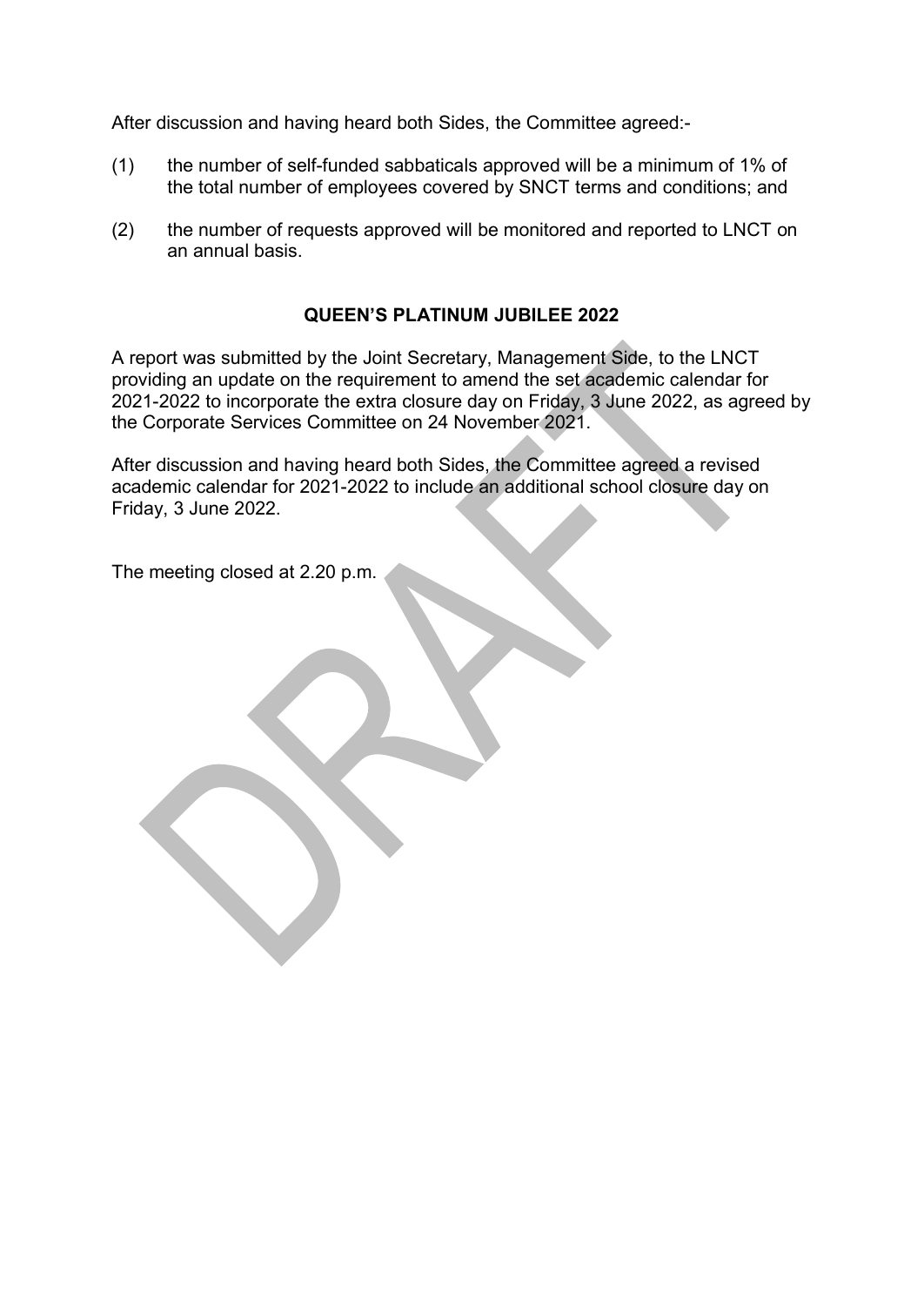After discussion and having heard both Sides, the Committee agreed:-

(1) the number of self-funded sabbaticals approved will be a minimum of 1% of the total number of employees covered by SNCT terms and conditions; and

(2) the number of requests approved will be monitored and reported to LNCT on an annual basis.

## QUEEN'S PLATINUM JUBILEE 2022

A report was submitted by the Joint Secretary, Management Side, to the LNCT providing an update on the requirement to amend the set academic calendar for 2021-2022 to incorporate the extra closure day on Friday, 3 June 2022, as agreed by the Corporate Services Committee on 24 November 2021.

After discussion and having heard both Sides, the Committee agreed a revised academic calendar for 2021-2022 to include an additional school closure day on Friday, 3 June 2022.

The meeting closed at 2.20 p.m.